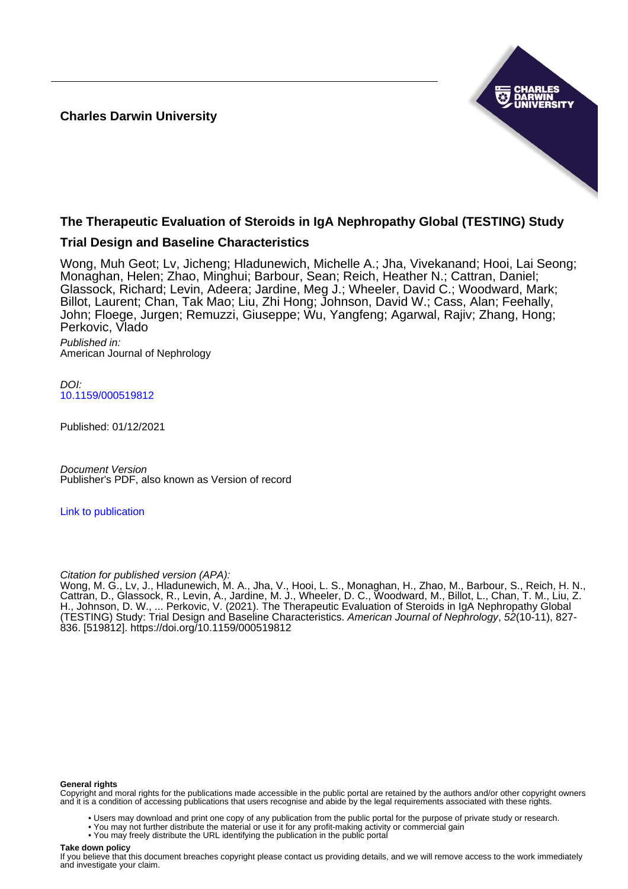**Charles Darwin University**

# The Therapeutic Evaluation of Steroids in IgA Nephropathy Global (TESTING) Study

## Trial Design and Baseline Characteristics

Wong, Muh Geot; Lv, Jicheng; Hladunewich, Michelle A.; Jha, Vivekanand; Hooi, Lai Seong; Monaghan, Helen; Zhao, Minghui; Barbour, Sean; Reich, Heather N.; Cattran, Daniel; Glassock, Richard; Levin, Adeera; Jardine, Meg J.; Wheeler, David C.; Woodward, Mark; Billot, Laurent; Chan, Tak Mao; Liu, Zhi Hong; Johnson, David W.; Cass, Alan; Feehally, John; Floege, Jurgen; Remuzzi, Giuseppe; Wu, Yangfeng; Agarwal, Rajiv; Zhang, Hong; Perkovic, Vlado

*Published in:*
American Journal of Nephrology

*DOI:*
10.1159/000519812

Published: 01/12/2021

*Document Version*
Publisher's PDF, also known as Version of record

Link to publication

*Citation for published version (APA):*
Wong, M. G., Lv, J., Hladunewich, M. A., Jha, V., Hooi, L. S., Monaghan, H., Zhao, M., Barbour, S., Reich, H. N., Cattran, D., Glassock, R., Levin, A., Jardine, M. J., Wheeler, D. C., Woodward, M., Billot, L., Chan, T. M., Liu, Z. H., Johnson, D. W., ... Perkovic, V. (2021). The Therapeutic Evaluation of Steroids in IgA Nephropathy Global (TESTING) Study: Trial Design and Baseline Characteristics. *American Journal of Nephrology*, *52*(10-11), 827-836. [519812]. https://doi.org/10.1159/000519812

**General rights**
Copyright and moral rights for the publications made accessible in the public portal are retained by the authors and/or other copyright owners and it is a condition of accessing publications that users recognise and abide by the legal requirements associated with these rights.

- Users may download and print one copy of any publication from the public portal for the purpose of private study or research.
- You may not further distribute the material or use it for any profit-making activity or commercial gain
- You may freely distribute the URL identifying the publication in the public portal

**Take down policy**
If you believe that this document breaches copyright please contact us providing details, and we will remove access to the work immediately and investigate your claim.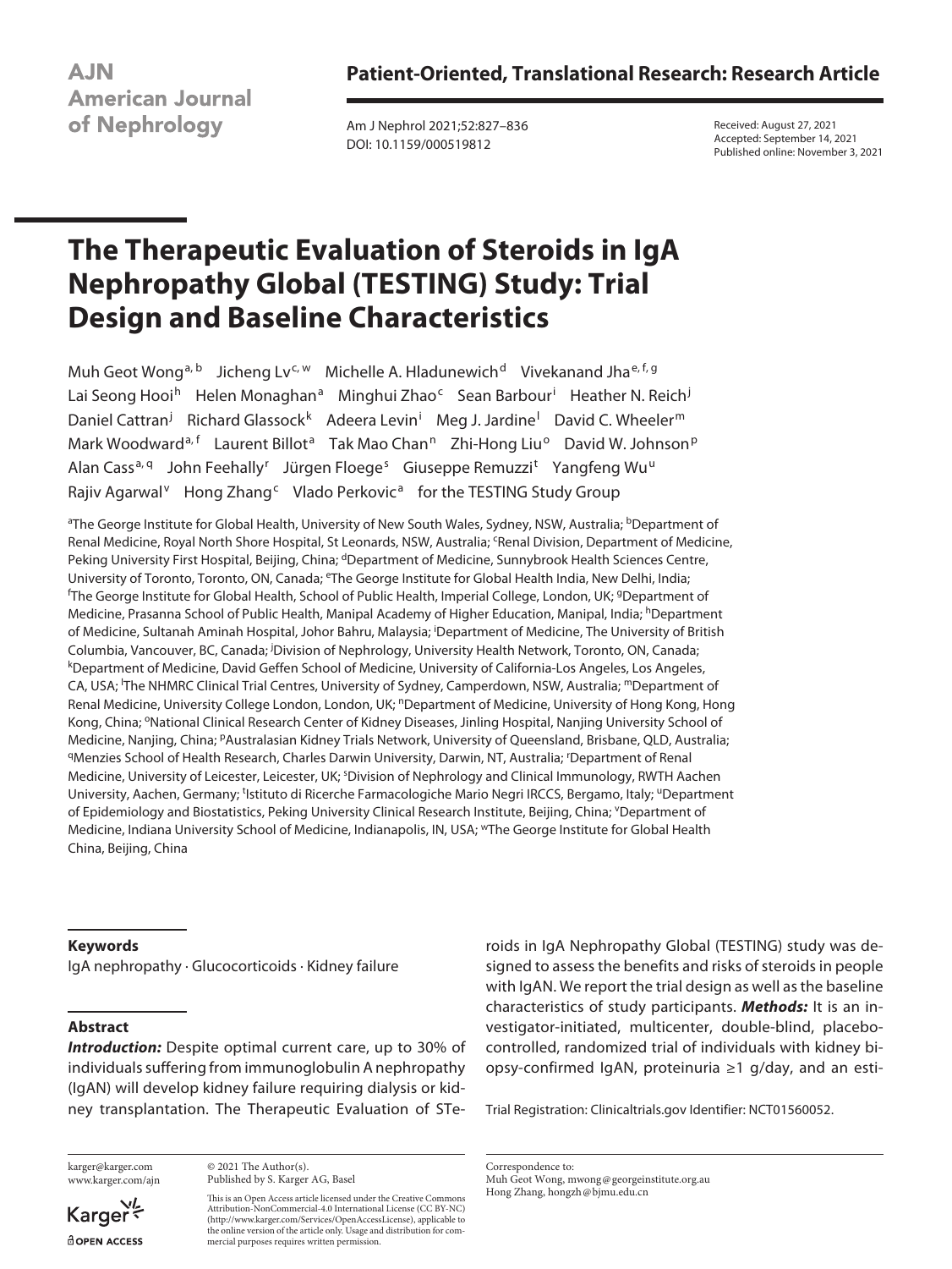**AJN American Journal of Nephrology**

**Patient-Oriented, Translational Research: Research Article**

Received: August 27, 2021
Accepted: September 14, 2021
Published online: November 3, 2021

# The Therapeutic Evaluation of Steroids in IgA Nephropathy Global (TESTING) Study: Trial Design and Baseline Characteristics

Muh Geot Wong[a, b] Jicheng Lv[c, w] Michelle A. Hladunewich[d] Vivekanand Jha[e, f, g] Lai Seong Hooi[h] Helen Monaghan[a] Minghui Zhao[c] Sean Barbour[i] Heather N. Reich[j] Daniel Cattran[j] Richard Glassock[k] Adeera Levin[i] Meg J. Jardine[l] David C. Wheeler[m] Mark Woodward[a, f] Laurent Billot[a] Tak Mao Chan[n] Zhi-Hong Liu[o] David W. Johnson[p] Alan Cass[a, q] John Feehally[r] Jürgen Floege[s] Giuseppe Remuzzi[t] Yangfeng Wu[u] Rajiv Agarwal[v] Hong Zhang[c] Vlado Perkovic[a] for the TESTING Study Group

[a]The George Institute for Global Health, University of New South Wales, Sydney, NSW, Australia; [b]Department of Renal Medicine, Royal North Shore Hospital, St Leonards, NSW, Australia; [c]Renal Division, Department of Medicine, Peking University First Hospital, Beijing, China; [d]Department of Medicine, Sunnybrook Health Sciences Centre, University of Toronto, Toronto, ON, Canada; [e]The George Institute for Global Health India, New Delhi, India; [f]The George Institute for Global Health, School of Public Health, Imperial College, London, UK; [g]Department of Medicine, Prasanna School of Public Health, Manipal Academy of Higher Education, Manipal, India; [h]Department of Medicine, Sultanah Aminah Hospital, Johor Bahru, Malaysia; [i]Department of Medicine, The University of British Columbia, Vancouver, BC, Canada; [j]Division of Nephrology, University Health Network, Toronto, ON, Canada; [k]Department of Medicine, David Geffen School of Medicine, University of California-Los Angeles, Los Angeles, CA, USA; [l]The NHMRC Clinical Trial Centres, University of Sydney, Camperdown, NSW, Australia; [m]Department of Renal Medicine, University College London, London, UK; [n]Department of Medicine, University of Hong Kong, Hong Kong, China; [o]National Clinical Research Center of Kidney Diseases, Jinling Hospital, Nanjing University School of Medicine, Nanjing, China; [p]Australasian Kidney Trials Network, University of Queensland, Brisbane, QLD, Australia; [q]Menzies School of Health Research, Charles Darwin University, Darwin, NT, Australia; [r]Department of Renal Medicine, University of Leicester, Leicester, UK; [s]Division of Nephrology and Clinical Immunology, RWTH Aachen University, Aachen, Germany; [t]Istituto di Ricerche Farmacologiche Mario Negri IRCCS, Bergamo, Italy; [u]Department of Epidemiology and Biostatistics, Peking University Clinical Research Institute, Beijing, China; [v]Department of Medicine, Indiana University School of Medicine, Indianapolis, IN, USA; [w]The George Institute for Global Health China, Beijing, China

## Keywords

IgA nephropathy · Glucocorticoids · Kidney failure

## Abstract

***Introduction:*** Despite optimal current care, up to 30% of individuals suffering from immunoglobulin A nephropathy (IgAN) will develop kidney failure requiring dialysis or kidney transplantation. The Therapeutic Evaluation of STeroids in IgA Nephropathy Global (TESTING) study was designed to assess the benefits and risks of steroids in people with IgAN. We report the trial design as well as the baseline characteristics of study participants. ***Methods:*** It is an investigator-initiated, multicenter, double-blind, placebo-controlled, randomized trial of individuals with kidney biopsy-confirmed IgAN, proteinuria ≥1 g/day, and an esti-

Trial Registration: Clinicaltrials.gov Identifier: NCT01560052.

karger@karger.com
www.karger.com/ajn

© 2021 The Author(s).
Published by S. Karger AG, Basel

This is an Open Access article licensed under the Creative Commons Attribution-NonCommercial-4.0 International License (CC BY-NC) (http://www.karger.com/Services/OpenAccessLicense), applicable to the online version of the article only. Usage and distribution for commercial purposes requires written permission.

Correspondence to:
Muh Geot Wong, mwong@georgeinstitute.org.au
Hong Zhang, hongzh@bjmu.edu.cn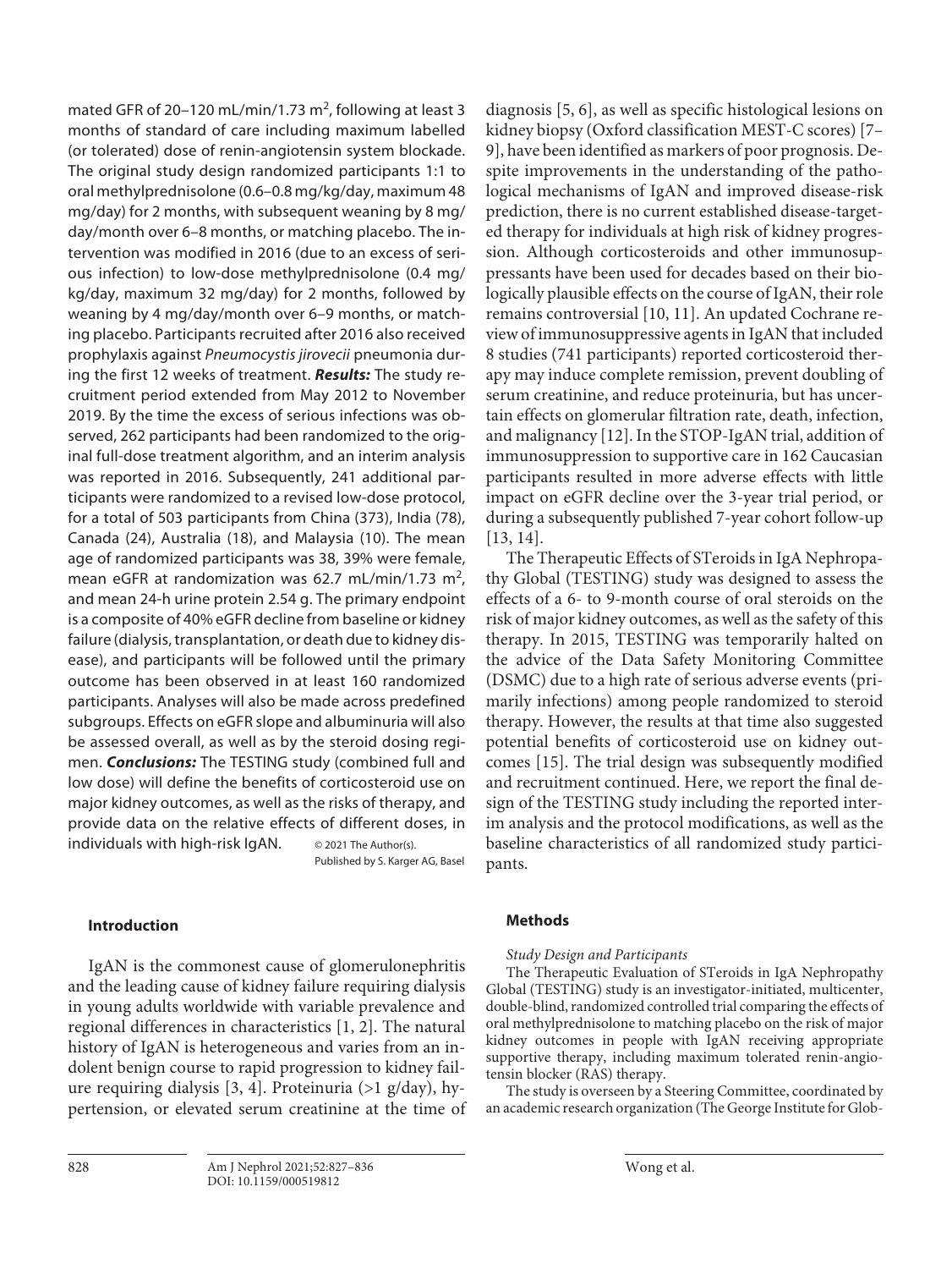mated GFR of 20–120 mL/min/1.73 m$^2$, following at least 3 months of standard of care including maximum labelled (or tolerated) dose of renin-angiotensin system blockade. The original study design randomized participants 1:1 to oral methylprednisolone (0.6–0.8 mg/kg/day, maximum 48 mg/day) for 2 months, with subsequent weaning by 8 mg/day/month over 6–8 months, or matching placebo. The intervention was modified in 2016 (due to an excess of serious infection) to low-dose methylprednisolone (0.4 mg/kg/day, maximum 32 mg/day) for 2 months, followed by weaning by 4 mg/day/month over 6–9 months, or matching placebo. Participants recruited after 2016 also received prophylaxis against *Pneumocystis jirovecii* pneumonia during the first 12 weeks of treatment. ***Results:*** The study recruitment period extended from May 2012 to November 2019. By the time the excess of serious infections was observed, 262 participants had been randomized to the original full-dose treatment algorithm, and an interim analysis was reported in 2016. Subsequently, 241 additional participants were randomized to a revised low-dose protocol, for a total of 503 participants from China (373), India (78), Canada (24), Australia (18), and Malaysia (10). The mean age of randomized participants was 38, 39% were female, mean eGFR at randomization was 62.7 mL/min/1.73 m$^2$, and mean 24-h urine protein 2.54 g. The primary endpoint is a composite of 40% eGFR decline from baseline or kidney failure (dialysis, transplantation, or death due to kidney disease), and participants will be followed until the primary outcome has been observed in at least 160 randomized participants. Analyses will also be made across predefined subgroups. Effects on eGFR slope and albuminuria will also be assessed overall, as well as by the steroid dosing regimen. ***Conclusions:*** The TESTING study (combined full and low dose) will define the benefits of corticosteroid use on major kidney outcomes, as well as the risks of therapy, and provide data on the relative effects of different doses, in individuals with high-risk IgAN.

© 2021 The Author(s). Published by S. Karger AG, Basel

## Introduction

IgAN is the commonest cause of glomerulonephritis and the leading cause of kidney failure requiring dialysis in young adults worldwide with variable prevalence and regional differences in characteristics [1, 2]. The natural history of IgAN is heterogeneous and varies from an indolent benign course to rapid progression to kidney failure requiring dialysis [3, 4]. Proteinuria (>1 g/day), hypertension, or elevated serum creatinine at the time of diagnosis [5, 6], as well as specific histological lesions on kidney biopsy (Oxford classification MEST-C scores) [7–9], have been identified as markers of poor prognosis. Despite improvements in the understanding of the pathological mechanisms of IgAN and improved disease-risk prediction, there is no current established disease-targeted therapy for individuals at high risk of kidney progression. Although corticosteroids and other immunosuppressants have been used for decades based on their biologically plausible effects on the course of IgAN, their role remains controversial [10, 11]. An updated Cochrane review of immunosuppressive agents in IgAN that included 8 studies (741 participants) reported corticosteroid therapy may induce complete remission, prevent doubling of serum creatinine, and reduce proteinuria, but has uncertain effects on glomerular filtration rate, death, infection, and malignancy [12]. In the STOP-IgAN trial, addition of immunosuppression to supportive care in 162 Caucasian participants resulted in more adverse effects with little impact on eGFR decline over the 3-year trial period, or during a subsequently published 7-year cohort follow-up [13, 14].

The Therapeutic Effects of STeroids in IgA Nephropathy Global (TESTING) study was designed to assess the effects of a 6- to 9-month course of oral steroids on the risk of major kidney outcomes, as well as the safety of this therapy. In 2015, TESTING was temporarily halted on the advice of the Data Safety Monitoring Committee (DSMC) due to a high rate of serious adverse events (primarily infections) among people randomized to steroid therapy. However, the results at that time also suggested potential benefits of corticosteroid use on kidney outcomes [15]. The trial design was subsequently modified and recruitment continued. Here, we report the final design of the TESTING study including the reported interim analysis and the protocol modifications, as well as the baseline characteristics of all randomized study participants.

## Methods

### *Study Design and Participants*

The Therapeutic Evaluation of STeroids in IgA Nephropathy Global (TESTING) study is an investigator-initiated, multicenter, double-blind, randomized controlled trial comparing the effects of oral methylprednisolone to matching placebo on the risk of major kidney outcomes in people with IgAN receiving appropriate supportive therapy, including maximum tolerated renin-angiotensin blocker (RAS) therapy.

The study is overseen by a Steering Committee, coordinated by an academic research organization (The George Institute for Glob-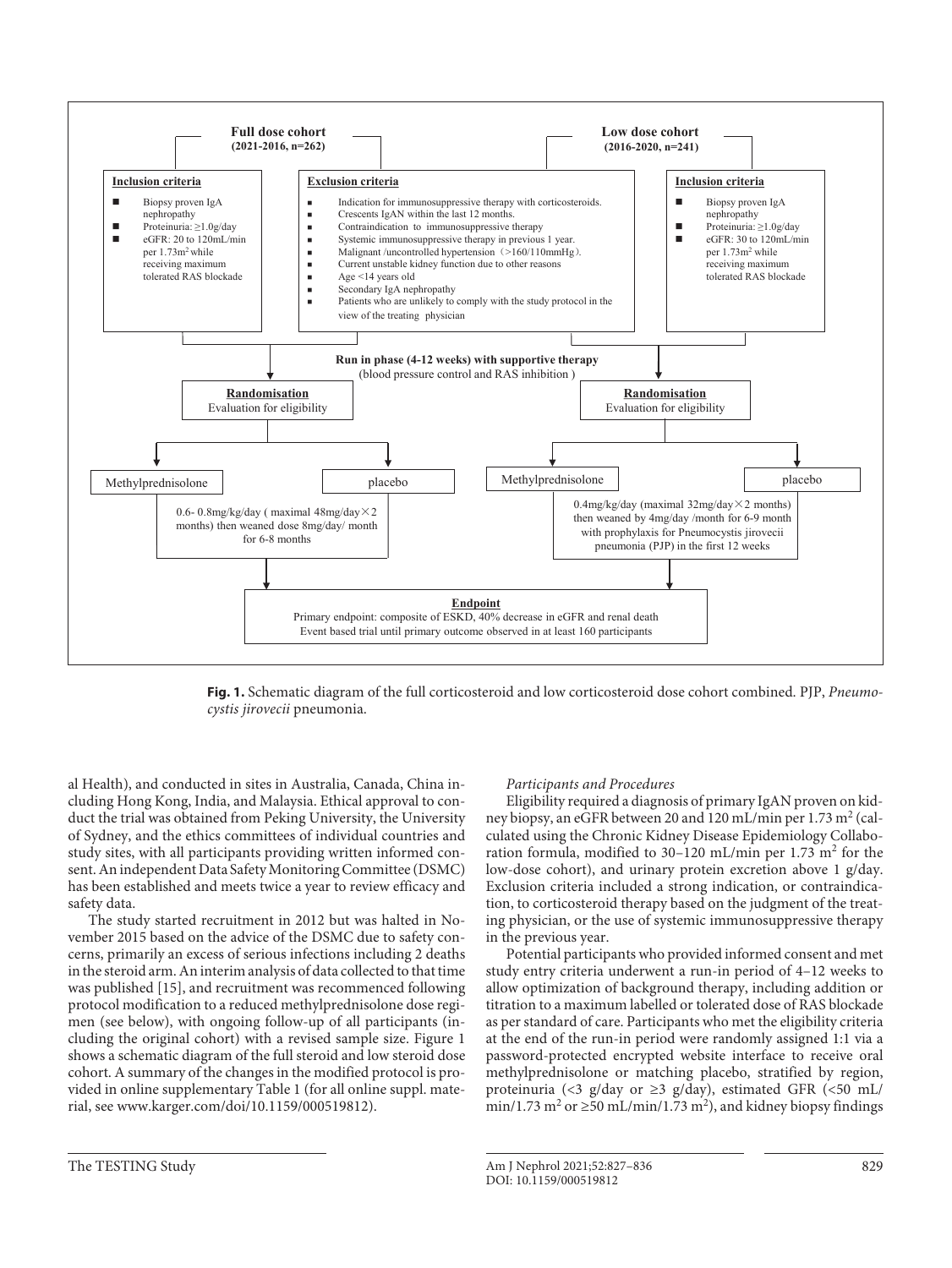**Full dose cohort (2021-2016, n=262)**

**Low dose cohort (2016-2020, n=241)**

**Inclusion criteria** (Full dose cohort)

- Biopsy proven IgA nephropathy
- Proteinuria: ≥1.0g/day
- eGFR: 20 to 120mL/min per $1.73m^2$ while receiving maximum tolerated RAS blockade

**Exclusion criteria**

- Indication for immunosuppressive therapy with corticosteroids.
- Crescents IgAN within the last 12 months.
- Contraindication to immunosuppressive therapy
- Systemic immunosuppressive therapy in previous 1 year.
- Malignant /uncontrolled hypertension（>160/110mmHg).
- Current unstable kidney function due to other reasons
- Age <14 years old
- Secondary IgA nephropathy
- Patients who are unlikely to comply with the study protocol in the view of the treating physician

**Inclusion criteria** (Low dose cohort)

- Biopsy proven IgA nephropathy
- Proteinuria: ≥1.0g/day
- eGFR: 30 to 120mL/min per $1.73m^2$ while receiving maximum tolerated RAS blockade

**Run in phase (4-12 weeks) with supportive therapy** (blood pressure control and RAS inhibition )

**Randomisation** Evaluation for eligibility

Full dose cohort: Methylprednisolone / placebo — 0.6- 0.8mg/kg/day ( maximal 48mg/day×2 months) then weaned dose 8mg/day/ month for 6-8 months

Low dose cohort: Methylprednisolone / placebo — 0.4mg/kg/day (maximal 32mg/day×2 months) then weaned by 4mg/day /month for 6-9 month with prophylaxis for Pneumocystis jirovecii pneumonia (PJP) in the first 12 weeks

**Endpoint**
Primary endpoint: composite of ESKD, 40% decrease in eGFR and renal death
Event based trial until primary outcome observed in at least 160 participants

**Fig. 1.** Schematic diagram of the full corticosteroid and low corticosteroid dose cohort combined. PJP, *Pneumocystis jirovecii* pneumonia.

al Health), and conducted in sites in Australia, Canada, China including Hong Kong, India, and Malaysia. Ethical approval to conduct the trial was obtained from Peking University, the University of Sydney, and the ethics committees of individual countries and study sites, with all participants providing written informed consent. An independent Data Safety Monitoring Committee (DSMC) has been established and meets twice a year to review efficacy and safety data.

The study started recruitment in 2012 but was halted in November 2015 based on the advice of the DSMC due to safety concerns, primarily an excess of serious infections including 2 deaths in the steroid arm. An interim analysis of data collected to that time was published [15], and recruitment was recommenced following protocol modification to a reduced methylprednisolone dose regimen (see below), with ongoing follow-up of all participants (including the original cohort) with a revised sample size. Figure 1 shows a schematic diagram of the full steroid and low steroid dose cohort. A summary of the changes in the modified protocol is provided in online supplementary Table 1 (for all online suppl. material, see www.karger.com/doi/10.1159/000519812).

*Participants and Procedures*

Eligibility required a diagnosis of primary IgAN proven on kidney biopsy, an eGFR between 20 and 120 mL/min per 1.73 $m^2$ (calculated using the Chronic Kidney Disease Epidemiology Collaboration formula, modified to 30–120 mL/min per 1.73 $m^2$ for the low-dose cohort), and urinary protein excretion above 1 g/day. Exclusion criteria included a strong indication, or contraindication, to corticosteroid therapy based on the judgment of the treating physician, or the use of systemic immunosuppressive therapy in the previous year.

Potential participants who provided informed consent and met study entry criteria underwent a run-in period of 4–12 weeks to allow optimization of background therapy, including addition or titration to a maximum labelled or tolerated dose of RAS blockade as per standard of care. Participants who met the eligibility criteria at the end of the run-in period were randomly assigned 1:1 via a password-protected encrypted website interface to receive oral methylprednisolone or matching placebo, stratified by region, proteinuria (<3 g/day or ≥3 g/day), estimated GFR (<50 mL/min/1.73 $m^2$ or ≥50 mL/min/1.73 $m^2$), and kidney biopsy findings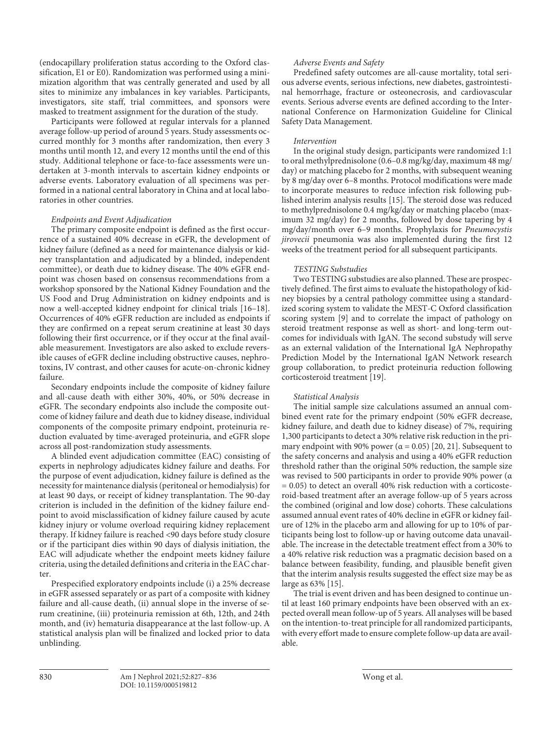(endocapillary proliferation status according to the Oxford classification, E1 or E0). Randomization was performed using a minimization algorithm that was centrally generated and used by all sites to minimize any imbalances in key variables. Participants, investigators, site staff, trial committees, and sponsors were masked to treatment assignment for the duration of the study.

Participants were followed at regular intervals for a planned average follow-up period of around 5 years. Study assessments occurred monthly for 3 months after randomization, then every 3 months until month 12, and every 12 months until the end of this study. Additional telephone or face-to-face assessments were undertaken at 3-month intervals to ascertain kidney endpoints or adverse events. Laboratory evaluation of all specimens was performed in a national central laboratory in China and at local laboratories in other countries.

*Endpoints and Event Adjudication*

The primary composite endpoint is defined as the first occurrence of a sustained 40% decrease in eGFR, the development of kidney failure (defined as a need for maintenance dialysis or kidney transplantation and adjudicated by a blinded, independent committee), or death due to kidney disease. The 40% eGFR endpoint was chosen based on consensus recommendations from a workshop sponsored by the National Kidney Foundation and the US Food and Drug Administration on kidney endpoints and is now a well-accepted kidney endpoint for clinical trials [16–18]. Occurrences of 40% eGFR reduction are included as endpoints if they are confirmed on a repeat serum creatinine at least 30 days following their first occurrence, or if they occur at the final available measurement. Investigators are also asked to exclude reversible causes of eGFR decline including obstructive causes, nephrotoxins, IV contrast, and other causes for acute-on-chronic kidney failure.

Secondary endpoints include the composite of kidney failure and all-cause death with either 30%, 40%, or 50% decrease in eGFR. The secondary endpoints also include the composite outcome of kidney failure and death due to kidney disease, individual components of the composite primary endpoint, proteinuria reduction evaluated by time-averaged proteinuria, and eGFR slope across all post-randomization study assessments.

A blinded event adjudication committee (EAC) consisting of experts in nephrology adjudicates kidney failure and deaths. For the purpose of event adjudication, kidney failure is defined as the necessity for maintenance dialysis (peritoneal or hemodialysis) for at least 90 days, or receipt of kidney transplantation. The 90-day criterion is included in the definition of the kidney failure endpoint to avoid misclassification of kidney failure caused by acute kidney injury or volume overload requiring kidney replacement therapy. If kidney failure is reached <90 days before study closure or if the participant dies within 90 days of dialysis initiation, the EAC will adjudicate whether the endpoint meets kidney failure criteria, using the detailed definitions and criteria in the EAC charter.

Prespecified exploratory endpoints include (i) a 25% decrease in eGFR assessed separately or as part of a composite with kidney failure and all-cause death, (ii) annual slope in the inverse of serum creatinine, (iii) proteinuria remission at 6th, 12th, and 24th month, and (iv) hematuria disappearance at the last follow-up. A statistical analysis plan will be finalized and locked prior to data unblinding.

*Adverse Events and Safety*

Predefined safety outcomes are all-cause mortality, total serious adverse events, serious infections, new diabetes, gastrointestinal hemorrhage, fracture or osteonecrosis, and cardiovascular events. Serious adverse events are defined according to the International Conference on Harmonization Guideline for Clinical Safety Data Management.

*Intervention*

In the original study design, participants were randomized 1:1 to oral methylprednisolone (0.6–0.8 mg/kg/day, maximum 48 mg/day) or matching placebo for 2 months, with subsequent weaning by 8 mg/day over 6–8 months. Protocol modifications were made to incorporate measures to reduce infection risk following published interim analysis results [15]. The steroid dose was reduced to methylprednisolone 0.4 mg/kg/day or matching placebo (maximum 32 mg/day) for 2 months, followed by dose tapering by 4 mg/day/month over 6–9 months. Prophylaxis for *Pneumocystis jirovecii* pneumonia was also implemented during the first 12 weeks of the treatment period for all subsequent participants.

*TESTING Substudies*

Two TESTING substudies are also planned. These are prospectively defined. The first aims to evaluate the histopathology of kidney biopsies by a central pathology committee using a standardized scoring system to validate the MEST-C Oxford classification scoring system [9] and to correlate the impact of pathology on steroid treatment response as well as short- and long-term outcomes for individuals with IgAN. The second substudy will serve as an external validation of the International IgA Nephropathy Prediction Model by the International IgAN Network research group collaboration, to predict proteinuria reduction following corticosteroid treatment [19].

*Statistical Analysis*

The initial sample size calculations assumed an annual combined event rate for the primary endpoint (50% eGFR decrease, kidney failure, and death due to kidney disease) of 7%, requiring 1,300 participants to detect a 30% relative risk reduction in the primary endpoint with 90% power ($\alpha = 0.05$) [20, 21]. Subsequent to the safety concerns and analysis and using a 40% eGFR reduction threshold rather than the original 50% reduction, the sample size was revised to 500 participants in order to provide 90% power ($\alpha = 0.05$) to detect an overall 40% risk reduction with a corticosteroid-based treatment after an average follow-up of 5 years across the combined (original and low dose) cohorts. These calculations assumed annual event rates of 40% decline in eGFR or kidney failure of 12% in the placebo arm and allowing for up to 10% of participants being lost to follow-up or having outcome data unavailable. The increase in the detectable treatment effect from a 30% to a 40% relative risk reduction was a pragmatic decision based on a balance between feasibility, funding, and plausible benefit given that the interim analysis results suggested the effect size may be as large as 63% [15].

The trial is event driven and has been designed to continue until at least 160 primary endpoints have been observed with an expected overall mean follow-up of 5 years. All analyses will be based on the intention-to-treat principle for all randomized participants, with every effort made to ensure complete follow-up data are available.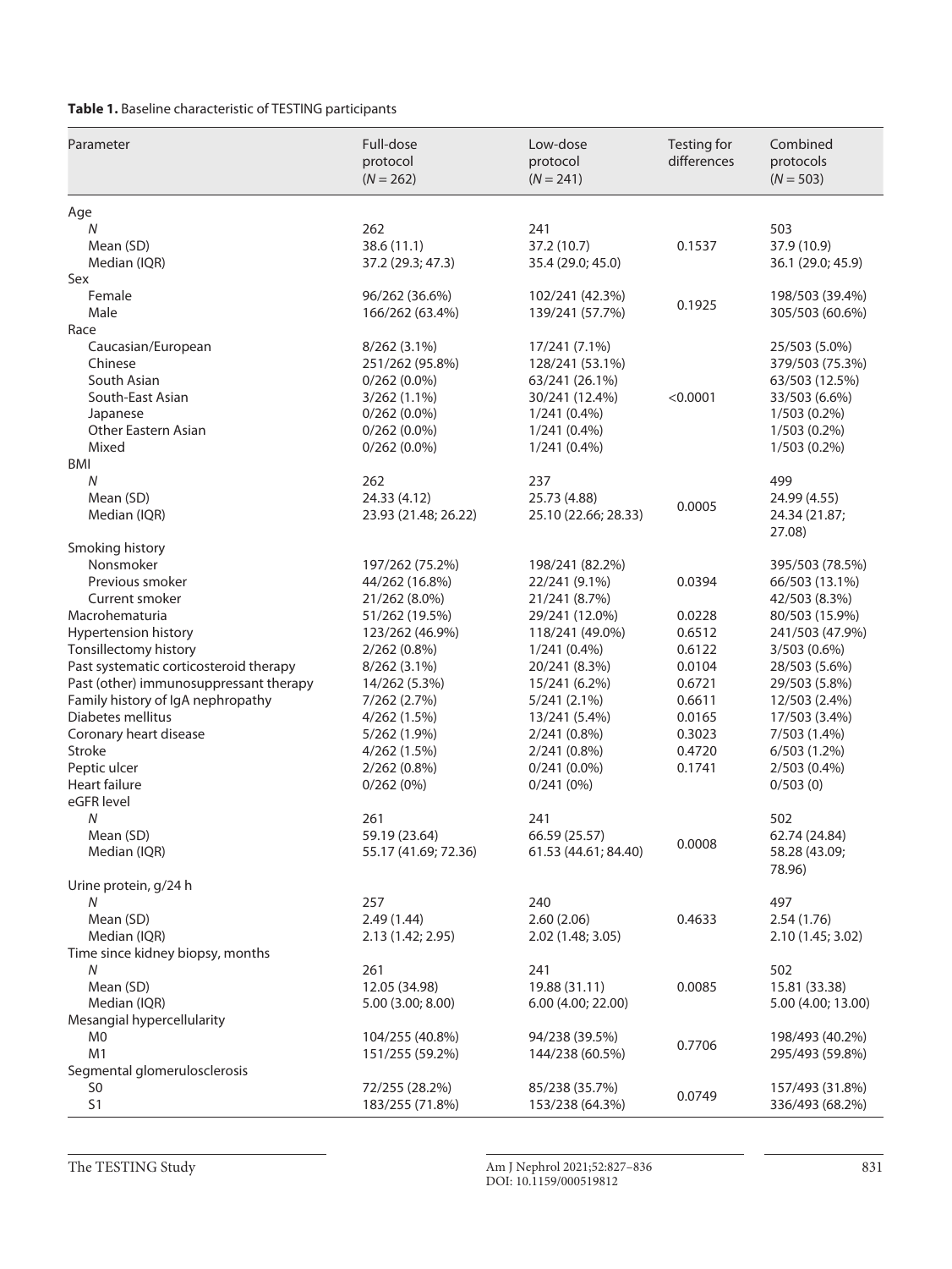**Table 1.** Baseline characteristic of TESTING participants

| Parameter | Full-dose protocol (*N* = 262) | Low-dose protocol (*N* = 241) | Testing for differences | Combined protocols (*N* = 503) |
|---|---|---|---|---|
| Age | | | | |
| *N* | 262 | 241 | | 503 |
| Mean (SD) | 38.6 (11.1) | 37.2 (10.7) | 0.1537 | 37.9 (10.9) |
| Median (IQR) | 37.2 (29.3; 47.3) | 35.4 (29.0; 45.0) | | 36.1 (29.0; 45.9) |
| Sex | | | | |
| Female | 96/262 (36.6%) | 102/241 (42.3%) | 0.1925 | 198/503 (39.4%) |
| Male | 166/262 (63.4%) | 139/241 (57.7%) | | 305/503 (60.6%) |
| Race | | | | |
| Caucasian/European | 8/262 (3.1%) | 17/241 (7.1%) | | 25/503 (5.0%) |
| Chinese | 251/262 (95.8%) | 128/241 (53.1%) | | 379/503 (75.3%) |
| South Asian | 0/262 (0.0%) | 63/241 (26.1%) | | 63/503 (12.5%) |
| South-East Asian | 3/262 (1.1%) | 30/241 (12.4%) | <0.0001 | 33/503 (6.6%) |
| Japanese | 0/262 (0.0%) | 1/241 (0.4%) | | 1/503 (0.2%) |
| Other Eastern Asian | 0/262 (0.0%) | 1/241 (0.4%) | | 1/503 (0.2%) |
| Mixed | 0/262 (0.0%) | 1/241 (0.4%) | | 1/503 (0.2%) |
| BMI | | | | |
| *N* | 262 | 237 | | 499 |
| Mean (SD) | 24.33 (4.12) | 25.73 (4.88) | 0.0005 | 24.99 (4.55) |
| Median (IQR) | 23.93 (21.48; 26.22) | 25.10 (22.66; 28.33) | | 24.34 (21.87; 27.08) |
| Smoking history | | | | |
| Nonsmoker | 197/262 (75.2%) | 198/241 (82.2%) | | 395/503 (78.5%) |
| Previous smoker | 44/262 (16.8%) | 22/241 (9.1%) | 0.0394 | 66/503 (13.1%) |
| Current smoker | 21/262 (8.0%) | 21/241 (8.7%) | | 42/503 (8.3%) |
| Macrohematuria | 51/262 (19.5%) | 29/241 (12.0%) | 0.0228 | 80/503 (15.9%) |
| Hypertension history | 123/262 (46.9%) | 118/241 (49.0%) | 0.6512 | 241/503 (47.9%) |
| Tonsillectomy history | 2/262 (0.8%) | 1/241 (0.4%) | 0.6122 | 3/503 (0.6%) |
| Past systematic corticosteroid therapy | 8/262 (3.1%) | 20/241 (8.3%) | 0.0104 | 28/503 (5.6%) |
| Past (other) immunosuppressant therapy | 14/262 (5.3%) | 15/241 (6.2%) | 0.6721 | 29/503 (5.8%) |
| Family history of IgA nephropathy | 7/262 (2.7%) | 5/241 (2.1%) | 0.6611 | 12/503 (2.4%) |
| Diabetes mellitus | 4/262 (1.5%) | 13/241 (5.4%) | 0.0165 | 17/503 (3.4%) |
| Coronary heart disease | 5/262 (1.9%) | 2/241 (0.8%) | 0.3023 | 7/503 (1.4%) |
| Stroke | 4/262 (1.5%) | 2/241 (0.8%) | 0.4720 | 6/503 (1.2%) |
| Peptic ulcer | 2/262 (0.8%) | 0/241 (0.0%) | 0.1741 | 2/503 (0.4%) |
| Heart failure | 0/262 (0%) | 0/241 (0%) | | 0/503 (0) |
| eGFR level | | | | |
| *N* | 261 | 241 | | 502 |
| Mean (SD) | 59.19 (23.64) | 66.59 (25.57) | 0.0008 | 62.74 (24.84) |
| Median (IQR) | 55.17 (41.69; 72.36) | 61.53 (44.61; 84.40) | | 58.28 (43.09; 78.96) |
| Urine protein, g/24 h | | | | |
| *N* | 257 | 240 | | 497 |
| Mean (SD) | 2.49 (1.44) | 2.60 (2.06) | 0.4633 | 2.54 (1.76) |
| Median (IQR) | 2.13 (1.42; 2.95) | 2.02 (1.48; 3.05) | | 2.10 (1.45; 3.02) |
| Time since kidney biopsy, months | | | | |
| *N* | 261 | 241 | | 502 |
| Mean (SD) | 12.05 (34.98) | 19.88 (31.11) | 0.0085 | 15.81 (33.38) |
| Median (IQR) | 5.00 (3.00; 8.00) | 6.00 (4.00; 22.00) | | 5.00 (4.00; 13.00) |
| Mesangial hypercellularity | | | | |
| M0 | 104/255 (40.8%) | 94/238 (39.5%) | 0.7706 | 198/493 (40.2%) |
| M1 | 151/255 (59.2%) | 144/238 (60.5%) | | 295/493 (59.8%) |
| Segmental glomerulosclerosis | | | | |
| S0 | 72/255 (28.2%) | 85/238 (35.7%) | 0.0749 | 157/493 (31.8%) |
| S1 | 183/255 (71.8%) | 153/238 (64.3%) | | 336/493 (68.2%) |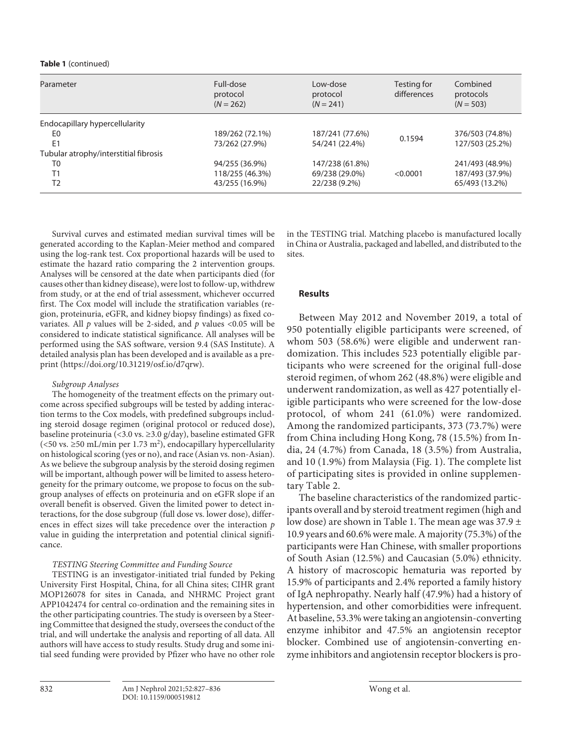**Table 1** (continued)

| Parameter | Full-dose protocol ($N$ = 262) | Low-dose protocol ($N$ = 241) | Testing for differences | Combined protocols ($N$ = 503) |
|---|---|---|---|---|
| Endocapillary hypercellularity | | | | |
| E0 | 189/262 (72.1%) | 187/241 (77.6%) | 0.1594 | 376/503 (74.8%) |
| E1 | 73/262 (27.9%) | 54/241 (22.4%) | | 127/503 (25.2%) |
| Tubular atrophy/interstitial fibrosis | | | | |
| T0 | 94/255 (36.9%) | 147/238 (61.8%) | <0.0001 | 241/493 (48.9%) |
| T1 | 118/255 (46.3%) | 69/238 (29.0%) | | 187/493 (37.9%) |
| T2 | 43/255 (16.9%) | 22/238 (9.2%) | | 65/493 (13.2%) |

Survival curves and estimated median survival times will be generated according to the Kaplan-Meier method and compared using the log-rank test. Cox proportional hazards will be used to estimate the hazard ratio comparing the 2 intervention groups. Analyses will be censored at the date when participants died (for causes other than kidney disease), were lost to follow-up, withdrew from study, or at the end of trial assessment, whichever occurred first. The Cox model will include the stratification variables (region, proteinuria, eGFR, and kidney biopsy findings) as fixed covariates. All $p$ values will be 2-sided, and $p$ values <0.05 will be considered to indicate statistical significance. All analyses will be performed using the SAS software, version 9.4 (SAS Institute). A detailed analysis plan has been developed and is available as a preprint (https://doi.org/10.31219/osf.io/d7qrw).

*Subgroup Analyses*

The homogeneity of the treatment effects on the primary outcome across specified subgroups will be tested by adding interaction terms to the Cox models, with predefined subgroups including steroid dosage regimen (original protocol or reduced dose), baseline proteinuria (<3.0 vs. ≥3.0 g/day), baseline estimated GFR (<50 vs. ≥50 mL/min per 1.73 $m^2$), endocapillary hypercellularity on histological scoring (yes or no), and race (Asian vs. non-Asian). As we believe the subgroup analysis by the steroid dosing regimen will be important, although power will be limited to assess heterogeneity for the primary outcome, we propose to focus on the subgroup analyses of effects on proteinuria and on eGFR slope if an overall benefit is observed. Given the limited power to detect interactions, for the dose subgroup (full dose vs. lower dose), differences in effect sizes will take precedence over the interaction $p$ value in guiding the interpretation and potential clinical significance.

*TESTING Steering Committee and Funding Source*

TESTING is an investigator-initiated trial funded by Peking University First Hospital, China, for all China sites; CIHR grant MOP126078 for sites in Canada, and NHRMC Project grant APP1042474 for central co-ordination and the remaining sites in the other participating countries. The study is overseen by a Steering Committee that designed the study, oversees the conduct of the trial, and will undertake the analysis and reporting of all data. All authors will have access to study results. Study drug and some initial seed funding were provided by Pfizer who have no other role in the TESTING trial. Matching placebo is manufactured locally in China or Australia, packaged and labelled, and distributed to the sites.

## Results

Between May 2012 and November 2019, a total of 950 potentially eligible participants were screened, of whom 503 (58.6%) were eligible and underwent randomization. This includes 523 potentially eligible participants who were screened for the original full-dose steroid regimen, of whom 262 (48.8%) were eligible and underwent randomization, as well as 427 potentially eligible participants who were screened for the low-dose protocol, of whom 241 (61.0%) were randomized. Among the randomized participants, 373 (73.7%) were from China including Hong Kong, 78 (15.5%) from India, 24 (4.7%) from Canada, 18 (3.5%) from Australia, and 10 (1.9%) from Malaysia (Fig. 1). The complete list of participating sites is provided in online supplementary Table 2.

The baseline characteristics of the randomized participants overall and by steroid treatment regimen (high and low dose) are shown in Table 1. The mean age was 37.9 ± 10.9 years and 60.6% were male. A majority (75.3%) of the participants were Han Chinese, with smaller proportions of South Asian (12.5%) and Caucasian (5.0%) ethnicity. A history of macroscopic hematuria was reported by 15.9% of participants and 2.4% reported a family history of IgA nephropathy. Nearly half (47.9%) had a history of hypertension, and other comorbidities were infrequent. At baseline, 53.3% were taking an angiotensin-converting enzyme inhibitor and 47.5% an angiotensin receptor blocker. Combined use of angiotensin-converting enzyme inhibitors and angiotensin receptor blockers is pro-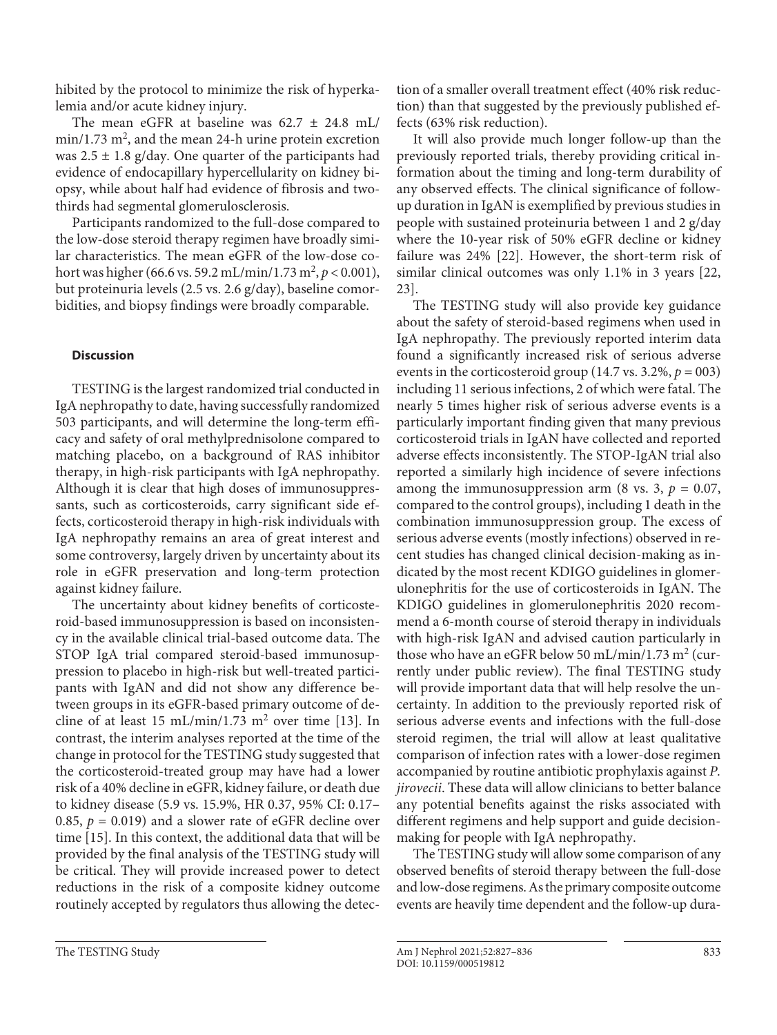hibited by the protocol to minimize the risk of hyperkalemia and/or acute kidney injury.

The mean eGFR at baseline was 62.7 ± 24.8 mL/min/1.73 $m^2$, and the mean 24-h urine protein excretion was 2.5 ± 1.8 g/day. One quarter of the participants had evidence of endocapillary hypercellularity on kidney biopsy, while about half had evidence of fibrosis and two-thirds had segmental glomerulosclerosis.

Participants randomized to the full-dose compared to the low-dose steroid therapy regimen have broadly similar characteristics. The mean eGFR of the low-dose cohort was higher (66.6 vs. 59.2 mL/min/1.73 $m^2$, $p < 0.001$), but proteinuria levels (2.5 vs. 2.6 g/day), baseline comorbidities, and biopsy findings were broadly comparable.

## Discussion

TESTING is the largest randomized trial conducted in IgA nephropathy to date, having successfully randomized 503 participants, and will determine the long-term efficacy and safety of oral methylprednisolone compared to matching placebo, on a background of RAS inhibitor therapy, in high-risk participants with IgA nephropathy. Although it is clear that high doses of immunosuppressants, such as corticosteroids, carry significant side effects, corticosteroid therapy in high-risk individuals with IgA nephropathy remains an area of great interest and some controversy, largely driven by uncertainty about its role in eGFR preservation and long-term protection against kidney failure.

The uncertainty about kidney benefits of corticosteroid-based immunosuppression is based on inconsistency in the available clinical trial-based outcome data. The STOP IgA trial compared steroid-based immunosuppression to placebo in high-risk but well-treated participants with IgAN and did not show any difference between groups in its eGFR-based primary outcome of decline of at least 15 mL/min/1.73 $m^2$ over time [13]. In contrast, the interim analyses reported at the time of the change in protocol for the TESTING study suggested that the corticosteroid-treated group may have had a lower risk of a 40% decline in eGFR, kidney failure, or death due to kidney disease (5.9 vs. 15.9%, HR 0.37, 95% CI: 0.17–0.85, $p = 0.019$) and a slower rate of eGFR decline over time [15]. In this context, the additional data that will be provided by the final analysis of the TESTING study will be critical. They will provide increased power to detect reductions in the risk of a composite kidney outcome routinely accepted by regulators thus allowing the detection of a smaller overall treatment effect (40% risk reduction) than that suggested by the previously published effects (63% risk reduction).

It will also provide much longer follow-up than the previously reported trials, thereby providing critical information about the timing and long-term durability of any observed effects. The clinical significance of follow-up duration in IgAN is exemplified by previous studies in people with sustained proteinuria between 1 and 2 g/day where the 10-year risk of 50% eGFR decline or kidney failure was 24% [22]. However, the short-term risk of similar clinical outcomes was only 1.1% in 3 years [22, 23].

The TESTING study will also provide key guidance about the safety of steroid-based regimens when used in IgA nephropathy. The previously reported interim data found a significantly increased risk of serious adverse events in the corticosteroid group (14.7 vs. 3.2%, $p = 003$) including 11 serious infections, 2 of which were fatal. The nearly 5 times higher risk of serious adverse events is a particularly important finding given that many previous corticosteroid trials in IgAN have collected and reported adverse effects inconsistently. The STOP-IgAN trial also reported a similarly high incidence of severe infections among the immunosuppression arm (8 vs. 3, $p = 0.07$, compared to the control groups), including 1 death in the combination immunosuppression group. The excess of serious adverse events (mostly infections) observed in recent studies has changed clinical decision-making as indicated by the most recent KDIGO guidelines in glomerulonephritis for the use of corticosteroids in IgAN. The KDIGO guidelines in glomerulonephritis 2020 recommend a 6-month course of steroid therapy in individuals with high-risk IgAN and advised caution particularly in those who have an eGFR below 50 mL/min/1.73 $m^2$ (currently under public review). The final TESTING study will provide important data that will help resolve the uncertainty. In addition to the previously reported risk of serious adverse events and infections with the full-dose steroid regimen, the trial will allow at least qualitative comparison of infection rates with a lower-dose regimen accompanied by routine antibiotic prophylaxis against *P. jirovecii*. These data will allow clinicians to better balance any potential benefits against the risks associated with different regimens and help support and guide decision-making for people with IgA nephropathy.

The TESTING study will allow some comparison of any observed benefits of steroid therapy between the full-dose and low-dose regimens. As the primary composite outcome events are heavily time dependent and the follow-up dura-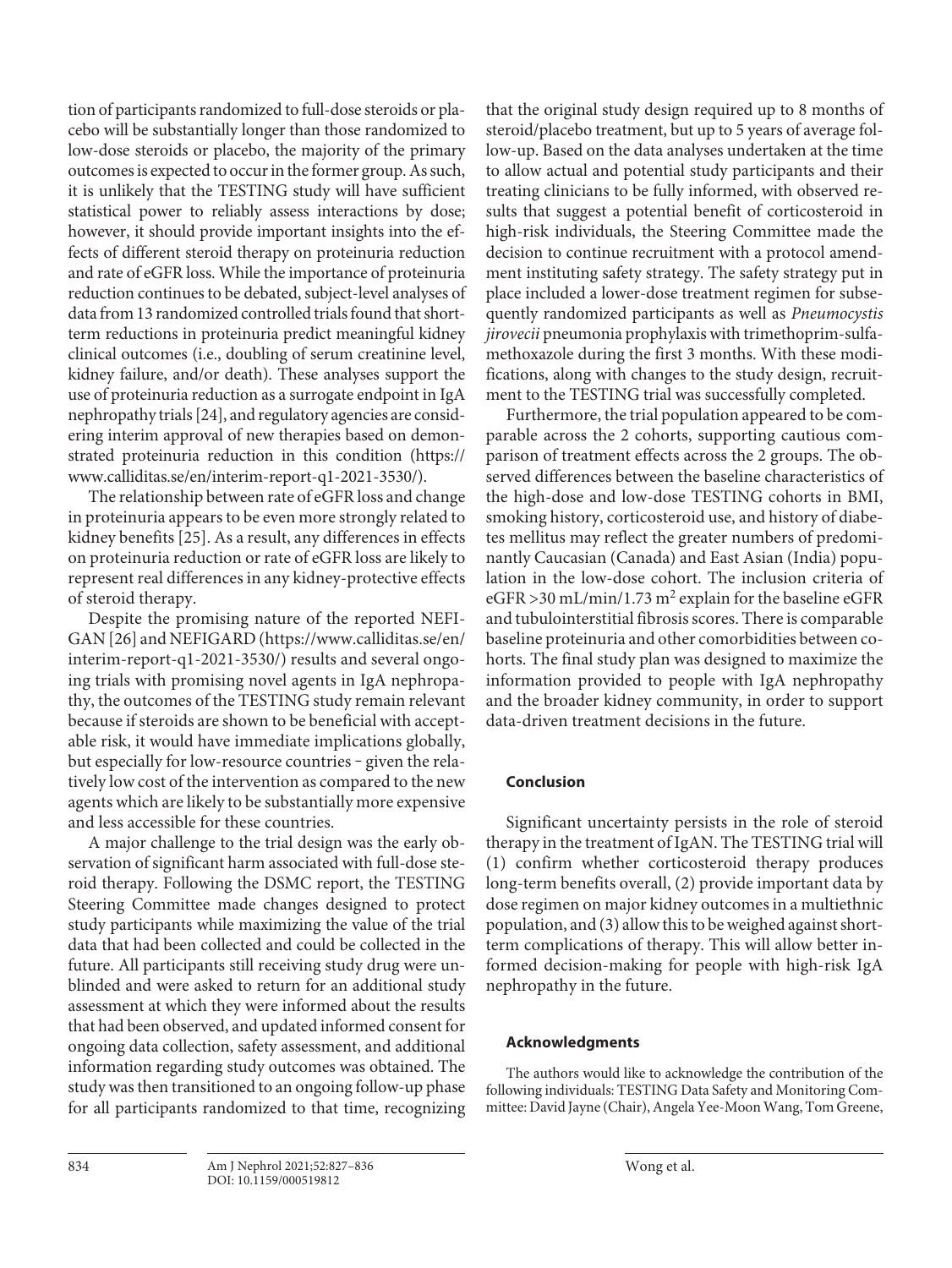tion of participants randomized to full-dose steroids or placebo will be substantially longer than those randomized to low-dose steroids or placebo, the majority of the primary outcomes is expected to occur in the former group. As such, it is unlikely that the TESTING study will have sufficient statistical power to reliably assess interactions by dose; however, it should provide important insights into the effects of different steroid therapy on proteinuria reduction and rate of eGFR loss. While the importance of proteinuria reduction continues to be debated, subject-level analyses of data from 13 randomized controlled trials found that short-term reductions in proteinuria predict meaningful kidney clinical outcomes (i.e., doubling of serum creatinine level, kidney failure, and/or death). These analyses support the use of proteinuria reduction as a surrogate endpoint in IgA nephropathy trials [24], and regulatory agencies are considering interim approval of new therapies based on demonstrated proteinuria reduction in this condition (https://www.calliditas.se/en/interim-report-q1-2021-3530/).

The relationship between rate of eGFR loss and change in proteinuria appears to be even more strongly related to kidney benefits [25]. As a result, any differences in effects on proteinuria reduction or rate of eGFR loss are likely to represent real differences in any kidney-protective effects of steroid therapy.

Despite the promising nature of the reported NEFIGAN [26] and NEFIGARD (https://www.calliditas.se/en/interim-report-q1-2021-3530/) results and several ongoing trials with promising novel agents in IgA nephropathy, the outcomes of the TESTING study remain relevant because if steroids are shown to be beneficial with acceptable risk, it would have immediate implications globally, but especially for low-resource countries – given the relatively low cost of the intervention as compared to the new agents which are likely to be substantially more expensive and less accessible for these countries.

A major challenge to the trial design was the early observation of significant harm associated with full-dose steroid therapy. Following the DSMC report, the TESTING Steering Committee made changes designed to protect study participants while maximizing the value of the trial data that had been collected and could be collected in the future. All participants still receiving study drug were unblinded and were asked to return for an additional study assessment at which they were informed about the results that had been observed, and updated informed consent for ongoing data collection, safety assessment, and additional information regarding study outcomes was obtained. The study was then transitioned to an ongoing follow-up phase for all participants randomized to that time, recognizing that the original study design required up to 8 months of steroid/placebo treatment, but up to 5 years of average follow-up. Based on the data analyses undertaken at the time to allow actual and potential study participants and their treating clinicians to be fully informed, with observed results that suggest a potential benefit of corticosteroid in high-risk individuals, the Steering Committee made the decision to continue recruitment with a protocol amendment instituting safety strategy. The safety strategy put in place included a lower-dose treatment regimen for subsequently randomized participants as well as *Pneumocystis jirovecii* pneumonia prophylaxis with trimethoprim-sulfamethoxazole during the first 3 months. With these modifications, along with changes to the study design, recruitment to the TESTING trial was successfully completed.

Furthermore, the trial population appeared to be comparable across the 2 cohorts, supporting cautious comparison of treatment effects across the 2 groups. The observed differences between the baseline characteristics of the high-dose and low-dose TESTING cohorts in BMI, smoking history, corticosteroid use, and history of diabetes mellitus may reflect the greater numbers of predominantly Caucasian (Canada) and East Asian (India) population in the low-dose cohort. The inclusion criteria of eGFR >30 mL/min/1.73 $m^2$ explain for the baseline eGFR and tubulointerstitial fibrosis scores. There is comparable baseline proteinuria and other comorbidities between cohorts. The final study plan was designed to maximize the information provided to people with IgA nephropathy and the broader kidney community, in order to support data-driven treatment decisions in the future.

## Conclusion

Significant uncertainty persists in the role of steroid therapy in the treatment of IgAN. The TESTING trial will (1) confirm whether corticosteroid therapy produces long-term benefits overall, (2) provide important data by dose regimen on major kidney outcomes in a multiethnic population, and (3) allow this to be weighed against short-term complications of therapy. This will allow better informed decision-making for people with high-risk IgA nephropathy in the future.

## Acknowledgments

The authors would like to acknowledge the contribution of the following individuals: TESTING Data Safety and Monitoring Committee: David Jayne (Chair), Angela Yee-Moon Wang, Tom Greene,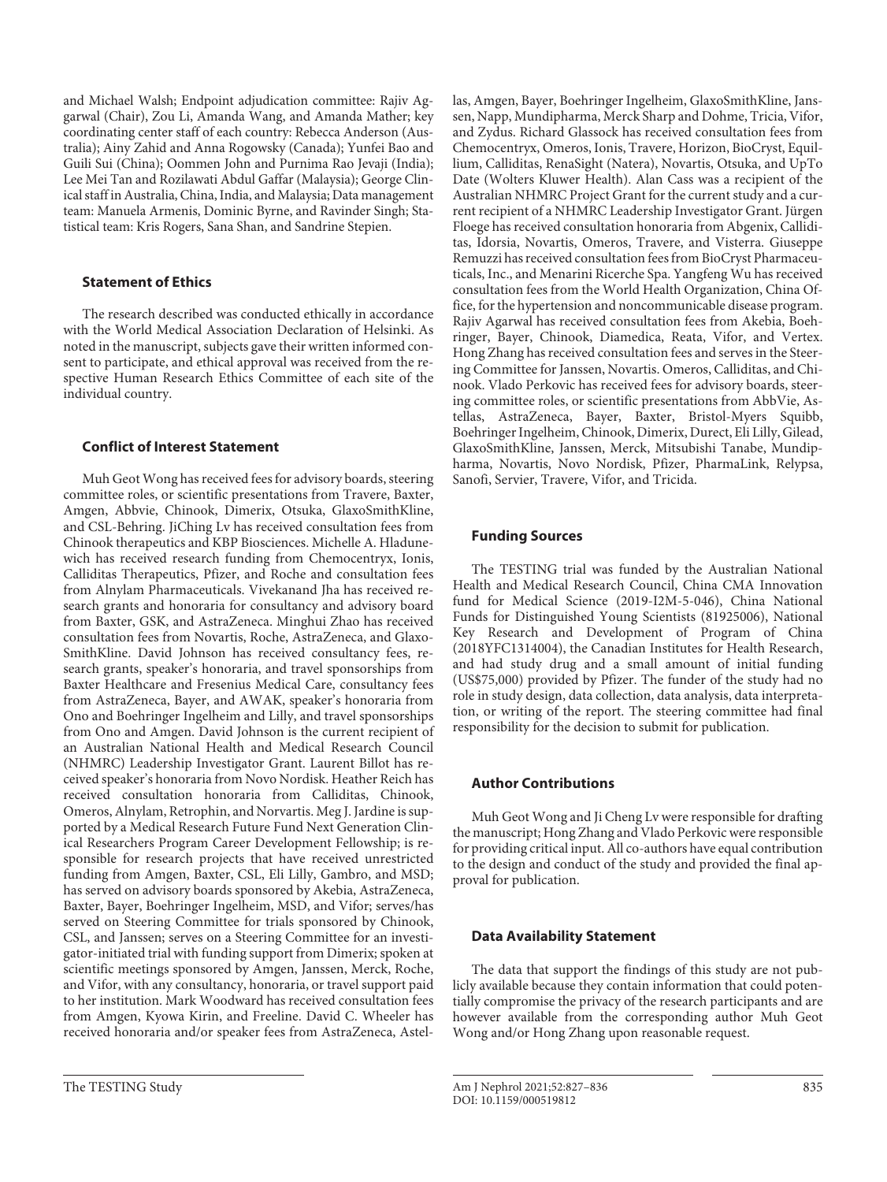and Michael Walsh; Endpoint adjudication committee: Rajiv Aggarwal (Chair), Zou Li, Amanda Wang, and Amanda Mather; key coordinating center staff of each country: Rebecca Anderson (Australia); Ainy Zahid and Anna Rogowsky (Canada); Yunfei Bao and Guili Sui (China); Oommen John and Purnima Rao Jevaji (India); Lee Mei Tan and Rozilawati Abdul Gaffar (Malaysia); George Clinical staff in Australia, China, India, and Malaysia; Data management team: Manuela Armenis, Dominic Byrne, and Ravinder Singh; Statistical team: Kris Rogers, Sana Shan, and Sandrine Stepien.

### Statement of Ethics

The research described was conducted ethically in accordance with the World Medical Association Declaration of Helsinki. As noted in the manuscript, subjects gave their written informed consent to participate, and ethical approval was received from the respective Human Research Ethics Committee of each site of the individual country.

### Conflict of Interest Statement

Muh Geot Wong has received fees for advisory boards, steering committee roles, or scientific presentations from Travere, Baxter, Amgen, Abbvie, Chinook, Dimerix, Otsuka, GlaxoSmithKline, and CSL-Behring. JiChing Lv has received consultation fees from Chinook therapeutics and KBP Biosciences. Michelle A. Hladunewich has received research funding from Chemocentryx, Ionis, Calliditas Therapeutics, Pfizer, and Roche and consultation fees from Alnylam Pharmaceuticals. Vivekanand Jha has received research grants and honoraria for consultancy and advisory board from Baxter, GSK, and AstraZeneca. Minghui Zhao has received consultation fees from Novartis, Roche, AstraZeneca, and GlaxoSmithKline. David Johnson has received consultancy fees, research grants, speaker's honoraria, and travel sponsorships from Baxter Healthcare and Fresenius Medical Care, consultancy fees from AstraZeneca, Bayer, and AWAK, speaker's honoraria from Ono and Boehringer Ingelheim and Lilly, and travel sponsorships from Ono and Amgen. David Johnson is the current recipient of an Australian National Health and Medical Research Council (NHMRC) Leadership Investigator Grant. Laurent Billot has received speaker's honoraria from Novo Nordisk. Heather Reich has received consultation honoraria from Calliditas, Chinook, Omeros, Alnylam, Retrophin, and Norvartis. Meg J. Jardine is supported by a Medical Research Future Fund Next Generation Clinical Researchers Program Career Development Fellowship; is responsible for research projects that have received unrestricted funding from Amgen, Baxter, CSL, Eli Lilly, Gambro, and MSD; has served on advisory boards sponsored by Akebia, AstraZeneca, Baxter, Bayer, Boehringer Ingelheim, MSD, and Vifor; serves/has served on Steering Committee for trials sponsored by Chinook, CSL, and Janssen; serves on a Steering Committee for an investigator-initiated trial with funding support from Dimerix; spoken at scientific meetings sponsored by Amgen, Janssen, Merck, Roche, and Vifor, with any consultancy, honoraria, or travel support paid to her institution. Mark Woodward has received consultation fees from Amgen, Kyowa Kirin, and Freeline. David C. Wheeler has received honoraria and/or speaker fees from AstraZeneca, Astellas, Amgen, Bayer, Boehringer Ingelheim, GlaxoSmithKline, Janssen, Napp, Mundipharma, Merck Sharp and Dohme, Tricia, Vifor, and Zydus. Richard Glassock has received consultation fees from Chemocentryx, Omeros, Ionis, Travere, Horizon, BioCryst, Equillium, Calliditas, RenaSight (Natera), Novartis, Otsuka, and UpTo Date (Wolters Kluwer Health). Alan Cass was a recipient of the Australian NHMRC Project Grant for the current study and a current recipient of a NHMRC Leadership Investigator Grant. Jürgen Floege has received consultation honoraria from Abgenix, Calliditas, Idorsia, Novartis, Omeros, Travere, and Visterra. Giuseppe Remuzzi has received consultation fees from BioCryst Pharmaceuticals, Inc., and Menarini Ricerche Spa. Yangfeng Wu has received consultation fees from the World Health Organization, China Office, for the hypertension and noncommunicable disease program. Rajiv Agarwal has received consultation fees from Akebia, Boehringer, Bayer, Chinook, Diamedica, Reata, Vifor, and Vertex. Hong Zhang has received consultation fees and serves in the Steering Committee for Janssen, Novartis. Omeros, Calliditas, and Chinook. Vlado Perkovic has received fees for advisory boards, steering committee roles, or scientific presentations from AbbVie, Astellas, AstraZeneca, Bayer, Baxter, Bristol-Myers Squibb, Boehringer Ingelheim, Chinook, Dimerix, Durect, Eli Lilly, Gilead, GlaxoSmithKline, Janssen, Merck, Mitsubishi Tanabe, Mundipharma, Novartis, Novo Nordisk, Pfizer, PharmaLink, Relypsa, Sanofi, Servier, Travere, Vifor, and Tricida.

### Funding Sources

The TESTING trial was funded by the Australian National Health and Medical Research Council, China CMA Innovation fund for Medical Science (2019-I2M-5-046), China National Funds for Distinguished Young Scientists (81925006), National Key Research and Development of Program of China (2018YFC1314004), the Canadian Institutes for Health Research, and had study drug and a small amount of initial funding (US$75,000) provided by Pfizer. The funder of the study had no role in study design, data collection, data analysis, data interpretation, or writing of the report. The steering committee had final responsibility for the decision to submit for publication.

### Author Contributions

Muh Geot Wong and Ji Cheng Lv were responsible for drafting the manuscript; Hong Zhang and Vlado Perkovic were responsible for providing critical input. All co-authors have equal contribution to the design and conduct of the study and provided the final approval for publication.

### Data Availability Statement

The data that support the findings of this study are not publicly available because they contain information that could potentially compromise the privacy of the research participants and are however available from the corresponding author Muh Geot Wong and/or Hong Zhang upon reasonable request.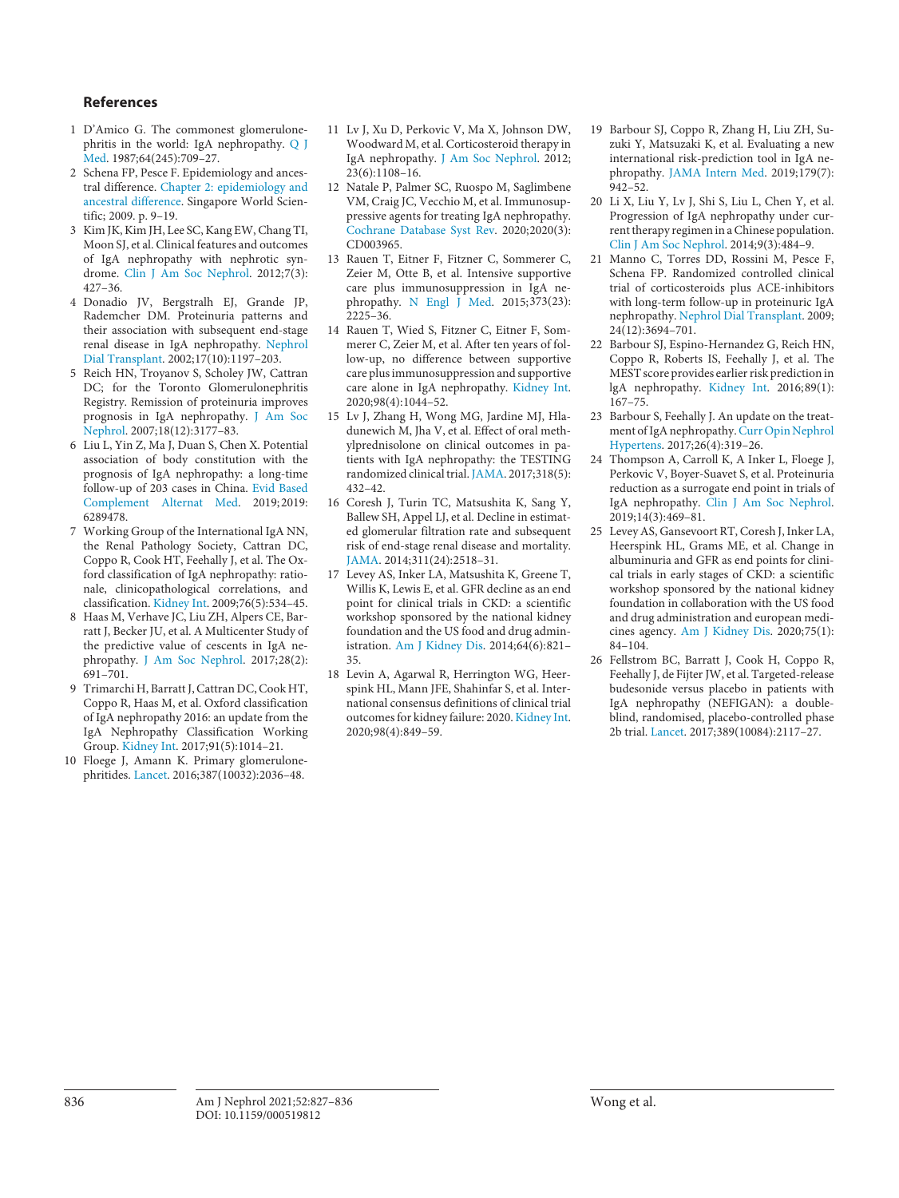## References

1. D'Amico G. The commonest glomerulonephritis in the world: IgA nephropathy. Q J Med. 1987;64(245):709–27.
2. Schena FP, Pesce F. Epidemiology and ancestral difference. Chapter 2: epidemiology and ancestral difference. Singapore World Scientific; 2009. p. 9–19.
3. Kim JK, Kim JH, Lee SC, Kang EW, Chang TI, Moon SJ, et al. Clinical features and outcomes of IgA nephropathy with nephrotic syndrome. Clin J Am Soc Nephrol. 2012;7(3):427–36.
4. Donadio JV, Bergstralh EJ, Grande JP, Rademcher DM. Proteinuria patterns and their association with subsequent end-stage renal disease in IgA nephropathy. Nephrol Dial Transplant. 2002;17(10):1197–203.
5. Reich HN, Troyanov S, Scholey JW, Cattran DC; for the Toronto Glomerulonephritis Registry. Remission of proteinuria improves prognosis in IgA nephropathy. J Am Soc Nephrol. 2007;18(12):3177–83.
6. Liu L, Yin Z, Ma J, Duan S, Chen X. Potential association of body constitution with the prognosis of IgA nephropathy: a long-time follow-up of 203 cases in China. Evid Based Complement Alternat Med. 2019;2019:6289478.
7. Working Group of the International IgA NN, the Renal Pathology Society, Cattran DC, Coppo R, Cook HT, Feehally J, et al. The Oxford classification of IgA nephropathy: rationale, clinicopathological correlations, and classification. Kidney Int. 2009;76(5):534–45.
8. Haas M, Verhave JC, Liu ZH, Alpers CE, Barratt J, Becker JU, et al. A Multicenter Study of the predictive value of cescents in IgA nephropathy. J Am Soc Nephrol. 2017;28(2):691–701.
9. Trimarchi H, Barratt J, Cattran DC, Cook HT, Coppo R, Haas M, et al. Oxford classification of IgA nephropathy 2016: an update from the IgA Nephropathy Classification Working Group. Kidney Int. 2017;91(5):1014–21.
10. Floege J, Amann K. Primary glomerulonephritides. Lancet. 2016;387(10032):2036–48.
11. Lv J, Xu D, Perkovic V, Ma X, Johnson DW, Woodward M, et al. Corticosteroid therapy in IgA nephropathy. J Am Soc Nephrol. 2012;23(6):1108–16.
12. Natale P, Palmer SC, Ruospo M, Saglimbene VM, Craig JC, Vecchio M, et al. Immunosuppressive agents for treating IgA nephropathy. Cochrane Database Syst Rev. 2020;2020(3):CD003965.
13. Rauen T, Eitner F, Fitzner C, Sommerer C, Zeier M, Otte B, et al. Intensive supportive care plus immunosuppression in IgA nephropathy. N Engl J Med. 2015;373(23):2225–36.
14. Rauen T, Wied S, Fitzner C, Eitner F, Sommerer C, Zeier M, et al. After ten years of follow-up, no difference between supportive care plus immunosuppression and supportive care alone in IgA nephropathy. Kidney Int. 2020;98(4):1044–52.
15. Lv J, Zhang H, Wong MG, Jardine MJ, Hladunewich M, Jha V, et al. Effect of oral methylprednisolone on clinical outcomes in patients with IgA nephropathy: the TESTING randomized clinical trial. JAMA. 2017;318(5):432–42.
16. Coresh J, Turin TC, Matsushita K, Sang Y, Ballew SH, Appel LJ, et al. Decline in estimated glomerular filtration rate and subsequent risk of end-stage renal disease and mortality. JAMA. 2014;311(24):2518–31.
17. Levey AS, Inker LA, Matsushita K, Greene T, Willis K, Lewis E, et al. GFR decline as an end point for clinical trials in CKD: a scientific workshop sponsored by the national kidney foundation and the US food and drug administration. Am J Kidney Dis. 2014;64(6):821–35.
18. Levin A, Agarwal R, Herrington WG, Heerspink HL, Mann JFE, Shahinfar S, et al. International consensus definitions of clinical trial outcomes for kidney failure: 2020. Kidney Int. 2020;98(4):849–59.
19. Barbour SJ, Coppo R, Zhang H, Liu ZH, Suzuki Y, Matsuzaki K, et al. Evaluating a new international risk-prediction tool in IgA nephropathy. JAMA Intern Med. 2019;179(7):942–52.
20. Li X, Liu Y, Lv J, Shi S, Liu L, Chen Y, et al. Progression of IgA nephropathy under current therapy regimen in a Chinese population. Clin J Am Soc Nephrol. 2014;9(3):484–9.
21. Manno C, Torres DD, Rossini M, Pesce F, Schena FP. Randomized controlled clinical trial of corticosteroids plus ACE-inhibitors with long-term follow-up in proteinuric IgA nephropathy. Nephrol Dial Transplant. 2009;24(12):3694–701.
22. Barbour SJ, Espino-Hernandez G, Reich HN, Coppo R, Roberts IS, Feehally J, et al. The MEST score provides earlier risk prediction in lgA nephropathy. Kidney Int. 2016;89(1):167–75.
23. Barbour S, Feehally J. An update on the treatment of IgA nephropathy. Curr Opin Nephrol Hypertens. 2017;26(4):319–26.
24. Thompson A, Carroll K, A Inker L, Floege J, Perkovic V, Boyer-Suavet S, et al. Proteinuria reduction as a surrogate end point in trials of IgA nephropathy. Clin J Am Soc Nephrol. 2019;14(3):469–81.
25. Levey AS, Gansevoort RT, Coresh J, Inker LA, Heerspink HL, Grams ME, et al. Change in albuminuria and GFR as end points for clinical trials in early stages of CKD: a scientific workshop sponsored by the national kidney foundation in collaboration with the US food and drug administration and european medicines agency. Am J Kidney Dis. 2020;75(1):84–104.
26. Fellstrom BC, Barratt J, Cook H, Coppo R, Feehally J, de Fijter JW, et al. Targeted-release budesonide versus placebo in patients with IgA nephropathy (NEFIGAN): a double-blind, randomised, placebo-controlled phase 2b trial. Lancet. 2017;389(10084):2117–27.